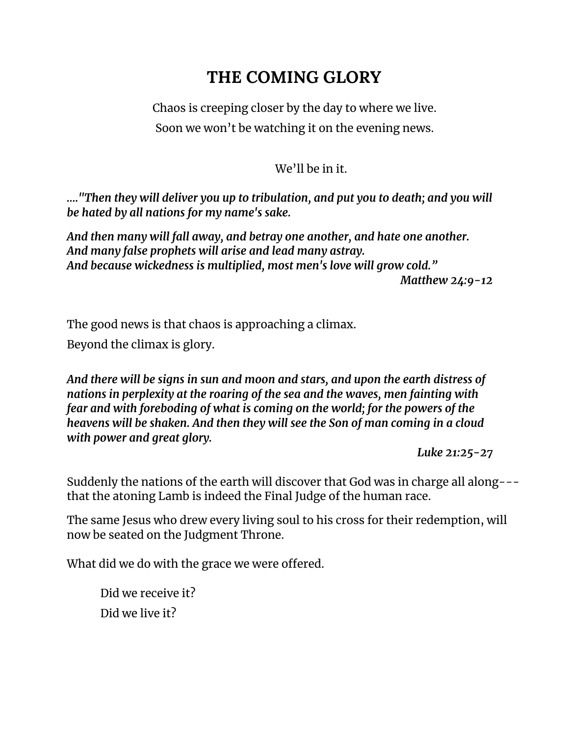# THE COMING GLORY

Chaos is creeping closer by the day to where we live.

Soon we won't be watching it on the evening news.

We'll be in it.

***...."Then they will deliver you up to tribulation, and put you to death; and you will be hated by all nations for my name's sake.***

***And then many will fall away, and betray one another, and hate one another. And many false prophets will arise and lead many astray. And because wickedness is multiplied, most men's love will grow cold."***
***Matthew 24:9-12***

The good news is that chaos is approaching a climax.

Beyond the climax is glory.

***And there will be signs in sun and moon and stars, and upon the earth distress of nations in perplexity at the roaring of the sea and the waves, men fainting with fear and with foreboding of what is coming on the world; for the powers of the heavens will be shaken. And then they will see the Son of man coming in a cloud with power and great glory.***
***Luke 21:25-27***

Suddenly the nations of the earth will discover that God was in charge all along---that the atoning Lamb is indeed the Final Judge of the human race.

The same Jesus who drew every living soul to his cross for their redemption, will now be seated on the Judgment Throne.

What did we do with the grace we were offered.

Did we receive it?

Did we live it?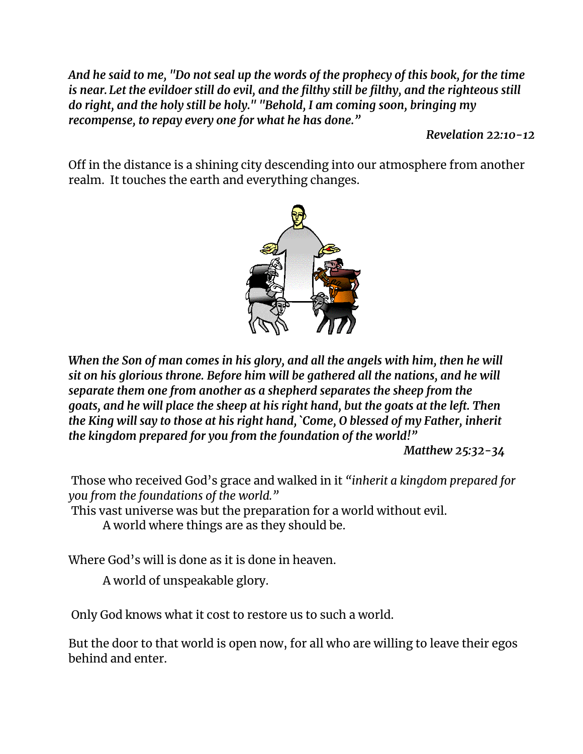***And he said to me, "Do not seal up the words of the prophecy of this book, for the time is near. Let the evildoer still do evil, and the filthy still be filthy, and the righteous still do right, and the holy still be holy." "Behold, I am coming soon, bringing my recompense, to repay every one for what he has done."***

***Revelation 22:10-12***

Off in the distance is a shining city descending into our atmosphere from another realm. It touches the earth and everything changes.

***When the Son of man comes in his glory, and all the angels with him, then he will sit on his glorious throne. Before him will be gathered all the nations, and he will separate them one from another as a shepherd separates the sheep from the goats, and he will place the sheep at his right hand, but the goats at the left. Then the King will say to those at his right hand, `Come, O blessed of my Father, inherit the kingdom prepared for you from the foundation of the world!"***

***Matthew 25:32-34***

Those who received God's grace and walked in it *"inherit a kingdom prepared for you from the foundations of the world."*

This vast universe was but the preparation for a world without evil.

A world where things are as they should be.

Where God's will is done as it is done in heaven.

A world of unspeakable glory.

Only God knows what it cost to restore us to such a world.

But the door to that world is open now, for all who are willing to leave their egos behind and enter.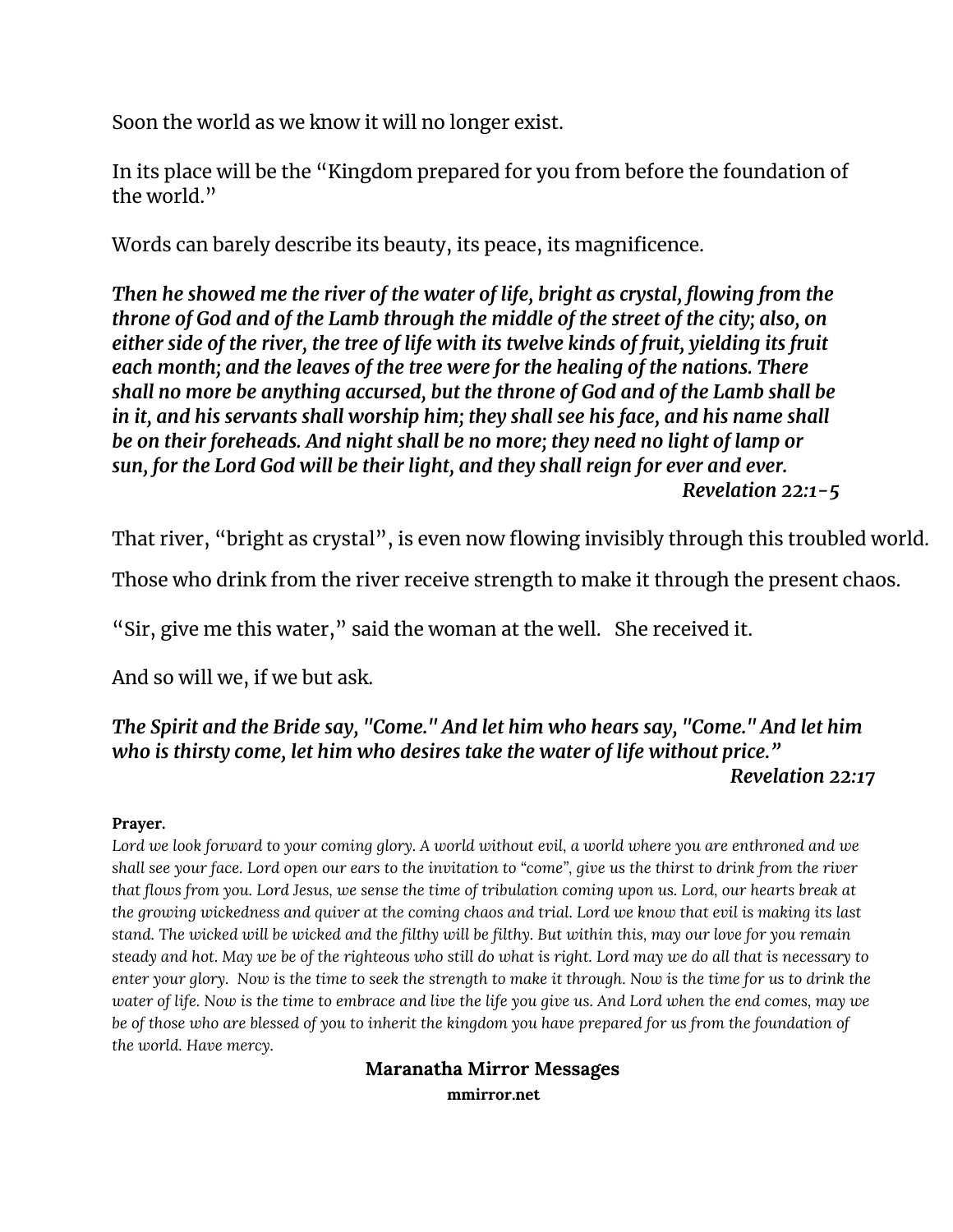Soon the world as we know it will no longer exist.

In its place will be the "Kingdom prepared for you from before the foundation of the world."

Words can barely describe its beauty, its peace, its magnificence.

***Then he showed me the river of the water of life, bright as crystal, flowing from the throne of God and of the Lamb through the middle of the street of the city; also, on either side of the river, the tree of life with its twelve kinds of fruit, yielding its fruit each month; and the leaves of the tree were for the healing of the nations. There shall no more be anything accursed, but the throne of God and of the Lamb shall be in it, and his servants shall worship him; they shall see his face, and his name shall be on their foreheads. And night shall be no more; they need no light of lamp or sun, for the Lord God will be their light, and they shall reign for ever and ever.***
***Revelation 22:1-5***

That river, "bright as crystal", is even now flowing invisibly through this troubled world.

Those who drink from the river receive strength to make it through the present chaos.

"Sir, give me this water," said the woman at the well. She received it.

And so will we, if we but ask.

***The Spirit and the Bride say, "Come." And let him who hears say, "Come." And let him who is thirsty come, let him who desires take the water of life without price."***
***Revelation 22:17***

**Prayer.**

*Lord we look forward to your coming glory. A world without evil, a world where you are enthroned and we shall see your face. Lord open our ears to the invitation to "come", give us the thirst to drink from the river that flows from you. Lord Jesus, we sense the time of tribulation coming upon us. Lord, our hearts break at the growing wickedness and quiver at the coming chaos and trial. Lord we know that evil is making its last stand. The wicked will be wicked and the filthy will be filthy. But within this, may our love for you remain steady and hot. May we be of the righteous who still do what is right. Lord may we do all that is necessary to enter your glory. Now is the time to seek the strength to make it through. Now is the time for us to drink the water of life. Now is the time to embrace and live the life you give us. And Lord when the end comes, may we be of those who are blessed of you to inherit the kingdom you have prepared for us from the foundation of the world. Have mercy.*

**Maranatha Mirror Messages**
**mmirror.net**